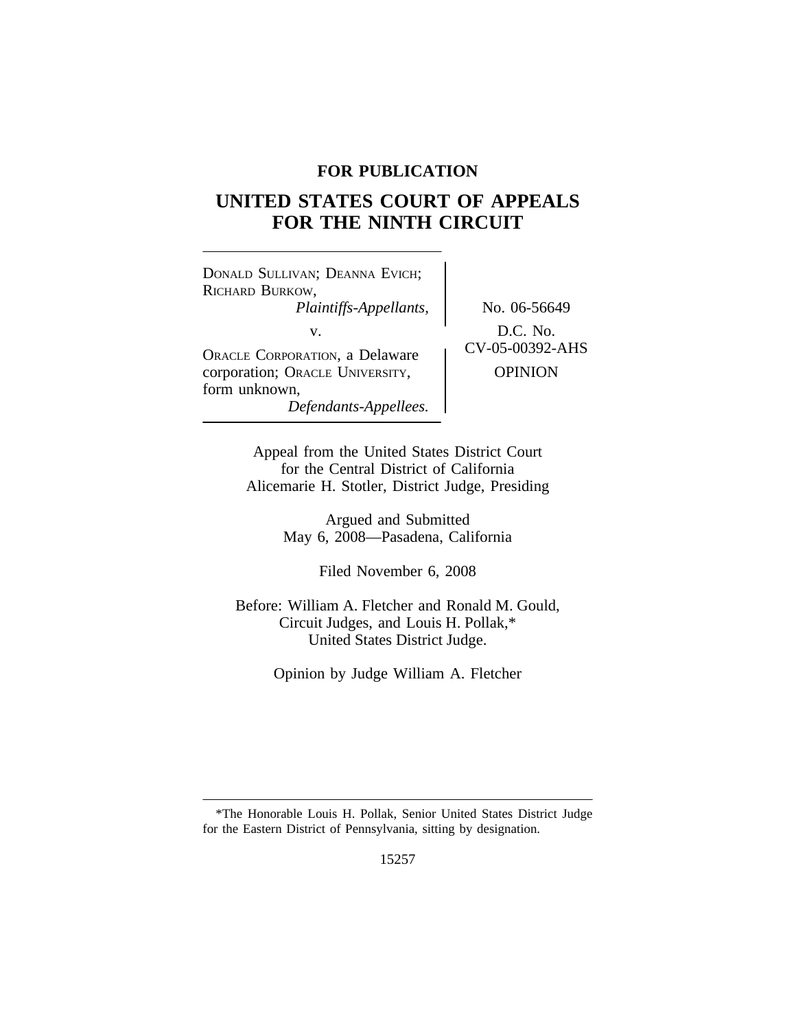**FOR PUBLICATION**

# UNITED STATES COURT OF APPEALS FOR THE NINTH CIRCUIT

DONALD SULLIVAN; DEANNA EVICH; RICHARD BURKOW,
*Plaintiffs-Appellants,*

v.

ORACLE CORPORATION, a Delaware corporation; ORACLE UNIVERSITY, form unknown,
*Defendants-Appellees.*

No. 06-56649

D.C. No. CV-05-00392-AHS

OPINION

Appeal from the United States District Court for the Central District of California
Alicemarie H. Stotler, District Judge, Presiding

Argued and Submitted
May 6, 2008—Pasadena, California

Filed November 6, 2008

Before: William A. Fletcher and Ronald M. Gould, Circuit Judges, and Louis H. Pollak,* United States District Judge.

Opinion by Judge William A. Fletcher

---

*The Honorable Louis H. Pollak, Senior United States District Judge for the Eastern District of Pennsylvania, sitting by designation.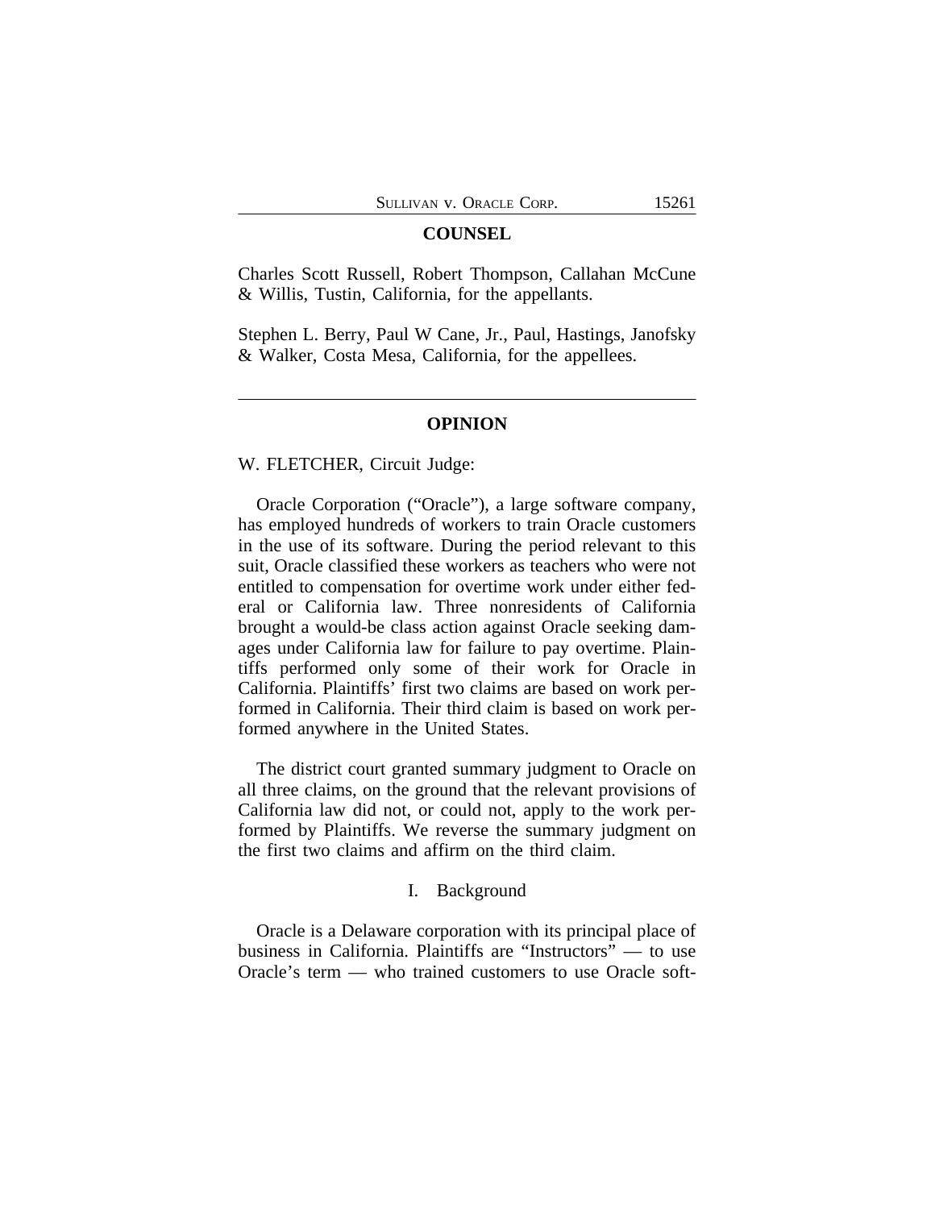## COUNSEL

Charles Scott Russell, Robert Thompson, Callahan McCune & Willis, Tustin, California, for the appellants.

Stephen L. Berry, Paul W Cane, Jr., Paul, Hastings, Janofsky & Walker, Costa Mesa, California, for the appellees.

---

## OPINION

W. FLETCHER, Circuit Judge:

Oracle Corporation ("Oracle"), a large software company, has employed hundreds of workers to train Oracle customers in the use of its software. During the period relevant to this suit, Oracle classified these workers as teachers who were not entitled to compensation for overtime work under either federal or California law. Three nonresidents of California brought a would-be class action against Oracle seeking damages under California law for failure to pay overtime. Plaintiffs performed only some of their work for Oracle in California. Plaintiffs' first two claims are based on work performed in California. Their third claim is based on work performed anywhere in the United States.

The district court granted summary judgment to Oracle on all three claims, on the ground that the relevant provisions of California law did not, or could not, apply to the work performed by Plaintiffs. We reverse the summary judgment on the first two claims and affirm on the third claim.

### I. Background

Oracle is a Delaware corporation with its principal place of business in California. Plaintiffs are "Instructors" — to use Oracle's term — who trained customers to use Oracle soft-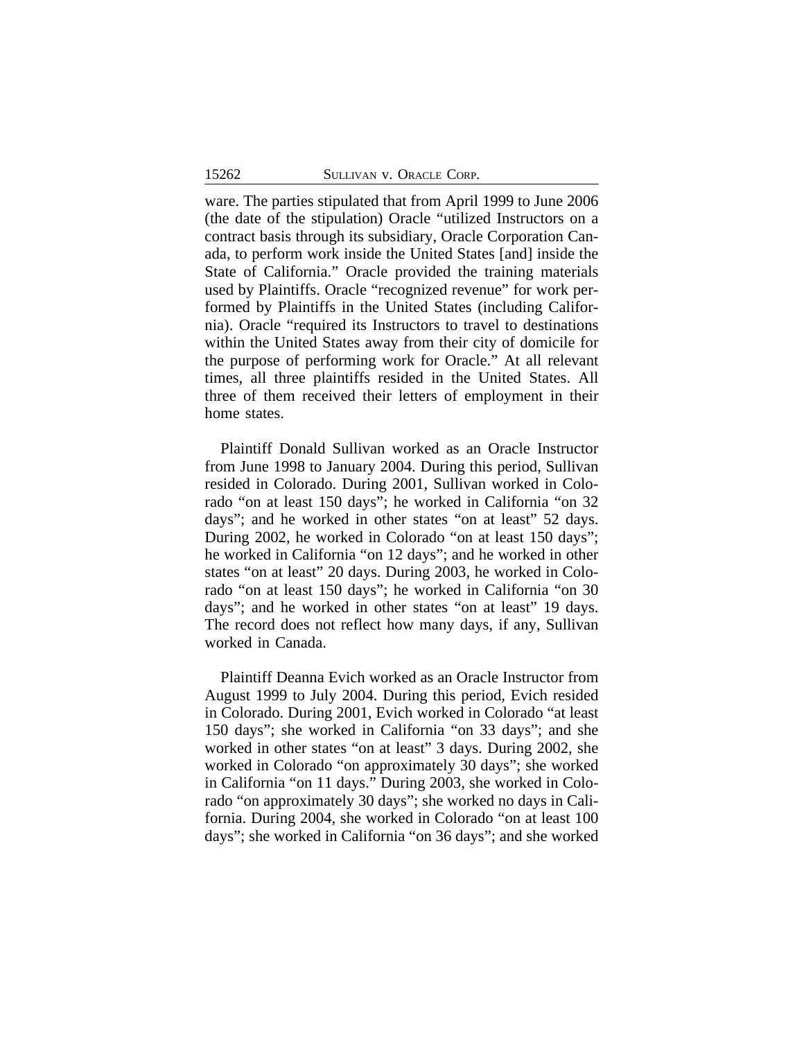ware. The parties stipulated that from April 1999 to June 2006 (the date of the stipulation) Oracle "utilized Instructors on a contract basis through its subsidiary, Oracle Corporation Canada, to perform work inside the United States [and] inside the State of California." Oracle provided the training materials used by Plaintiffs. Oracle "recognized revenue" for work performed by Plaintiffs in the United States (including California). Oracle "required its Instructors to travel to destinations within the United States away from their city of domicile for the purpose of performing work for Oracle." At all relevant times, all three plaintiffs resided in the United States. All three of them received their letters of employment in their home states.

Plaintiff Donald Sullivan worked as an Oracle Instructor from June 1998 to January 2004. During this period, Sullivan resided in Colorado. During 2001, Sullivan worked in Colorado "on at least 150 days"; he worked in California "on 32 days"; and he worked in other states "on at least" 52 days. During 2002, he worked in Colorado "on at least 150 days"; he worked in California "on 12 days"; and he worked in other states "on at least" 20 days. During 2003, he worked in Colorado "on at least 150 days"; he worked in California "on 30 days"; and he worked in other states "on at least" 19 days. The record does not reflect how many days, if any, Sullivan worked in Canada.

Plaintiff Deanna Evich worked as an Oracle Instructor from August 1999 to July 2004. During this period, Evich resided in Colorado. During 2001, Evich worked in Colorado "at least 150 days"; she worked in California "on 33 days"; and she worked in other states "on at least" 3 days. During 2002, she worked in Colorado "on approximately 30 days"; she worked in California "on 11 days." During 2003, she worked in Colorado "on approximately 30 days"; she worked no days in California. During 2004, she worked in Colorado "on at least 100 days"; she worked in California "on 36 days"; and she worked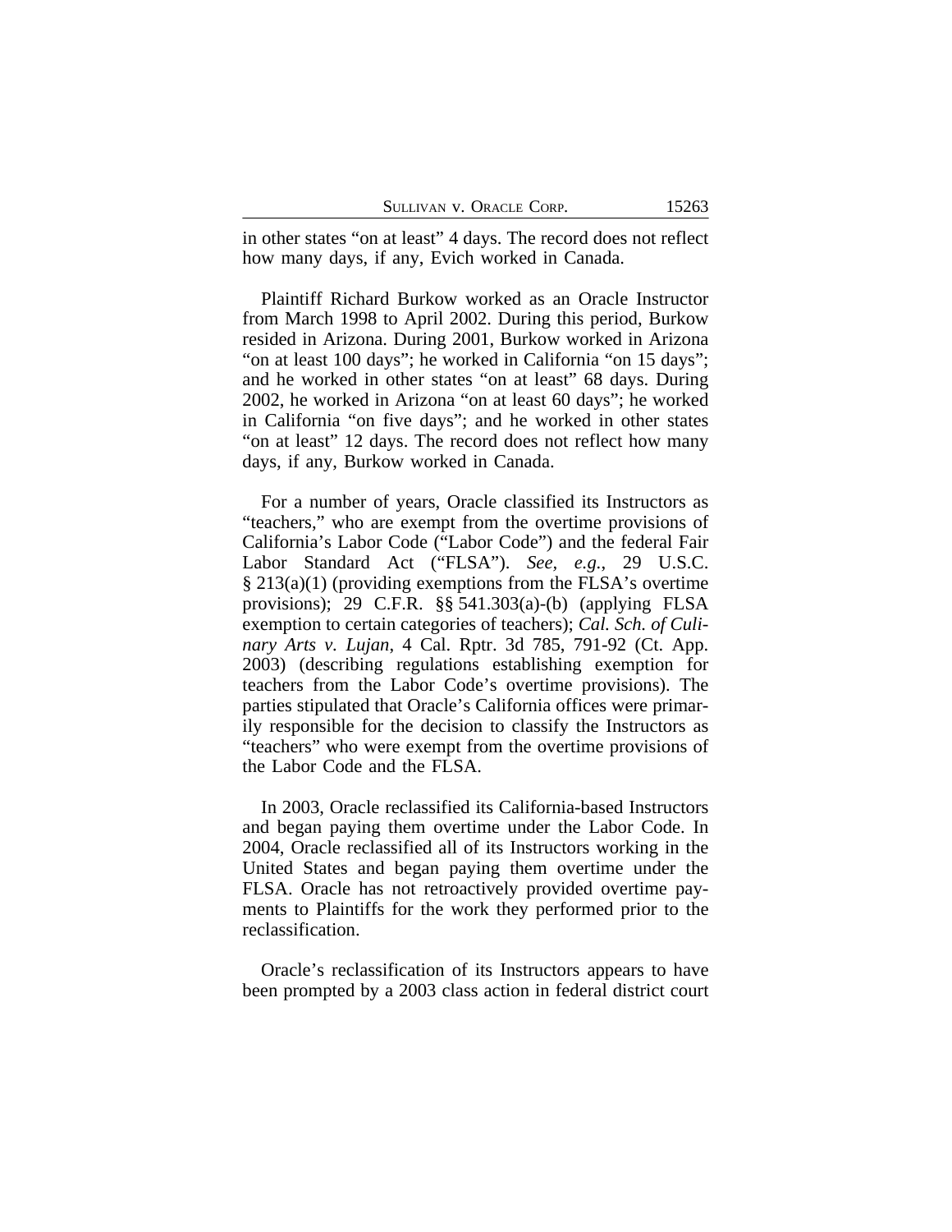in other states "on at least" 4 days. The record does not reflect how many days, if any, Evich worked in Canada.

Plaintiff Richard Burkow worked as an Oracle Instructor from March 1998 to April 2002. During this period, Burkow resided in Arizona. During 2001, Burkow worked in Arizona "on at least 100 days"; he worked in California "on 15 days"; and he worked in other states "on at least" 68 days. During 2002, he worked in Arizona "on at least 60 days"; he worked in California "on five days"; and he worked in other states "on at least" 12 days. The record does not reflect how many days, if any, Burkow worked in Canada.

For a number of years, Oracle classified its Instructors as "teachers," who are exempt from the overtime provisions of California's Labor Code ("Labor Code") and the federal Fair Labor Standard Act ("FLSA"). *See, e.g.*, 29 U.S.C. § 213(a)(1) (providing exemptions from the FLSA's overtime provisions); 29 C.F.R. §§ 541.303(a)-(b) (applying FLSA exemption to certain categories of teachers); *Cal. Sch. of Culinary Arts v. Lujan*, 4 Cal. Rptr. 3d 785, 791-92 (Ct. App. 2003) (describing regulations establishing exemption for teachers from the Labor Code's overtime provisions). The parties stipulated that Oracle's California offices were primarily responsible for the decision to classify the Instructors as "teachers" who were exempt from the overtime provisions of the Labor Code and the FLSA.

In 2003, Oracle reclassified its California-based Instructors and began paying them overtime under the Labor Code. In 2004, Oracle reclassified all of its Instructors working in the United States and began paying them overtime under the FLSA. Oracle has not retroactively provided overtime payments to Plaintiffs for the work they performed prior to the reclassification.

Oracle's reclassification of its Instructors appears to have been prompted by a 2003 class action in federal district court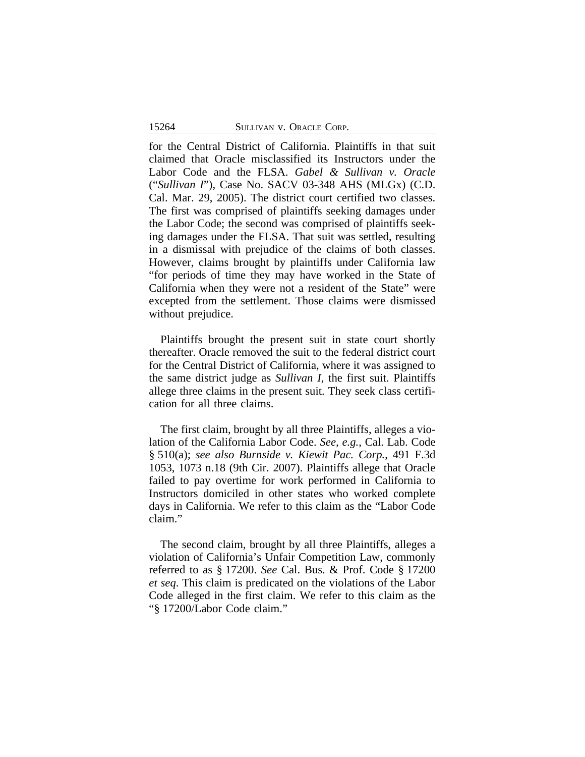for the Central District of California. Plaintiffs in that suit claimed that Oracle misclassified its Instructors under the Labor Code and the FLSA. *Gabel & Sullivan v. Oracle* ("*Sullivan I*"), Case No. SACV 03-348 AHS (MLGx) (C.D. Cal. Mar. 29, 2005). The district court certified two classes. The first was comprised of plaintiffs seeking damages under the Labor Code; the second was comprised of plaintiffs seeking damages under the FLSA. That suit was settled, resulting in a dismissal with prejudice of the claims of both classes. However, claims brought by plaintiffs under California law "for periods of time they may have worked in the State of California when they were not a resident of the State" were excepted from the settlement. Those claims were dismissed without prejudice.

Plaintiffs brought the present suit in state court shortly thereafter. Oracle removed the suit to the federal district court for the Central District of California, where it was assigned to the same district judge as *Sullivan I*, the first suit. Plaintiffs allege three claims in the present suit. They seek class certification for all three claims.

The first claim, brought by all three Plaintiffs, alleges a violation of the California Labor Code. *See, e.g.*, Cal. Lab. Code § 510(a); *see also Burnside v. Kiewit Pac. Corp.*, 491 F.3d 1053, 1073 n.18 (9th Cir. 2007). Plaintiffs allege that Oracle failed to pay overtime for work performed in California to Instructors domiciled in other states who worked complete days in California. We refer to this claim as the "Labor Code claim."

The second claim, brought by all three Plaintiffs, alleges a violation of California's Unfair Competition Law, commonly referred to as § 17200. *See* Cal. Bus. & Prof. Code § 17200 *et seq*. This claim is predicated on the violations of the Labor Code alleged in the first claim. We refer to this claim as the "§ 17200/Labor Code claim."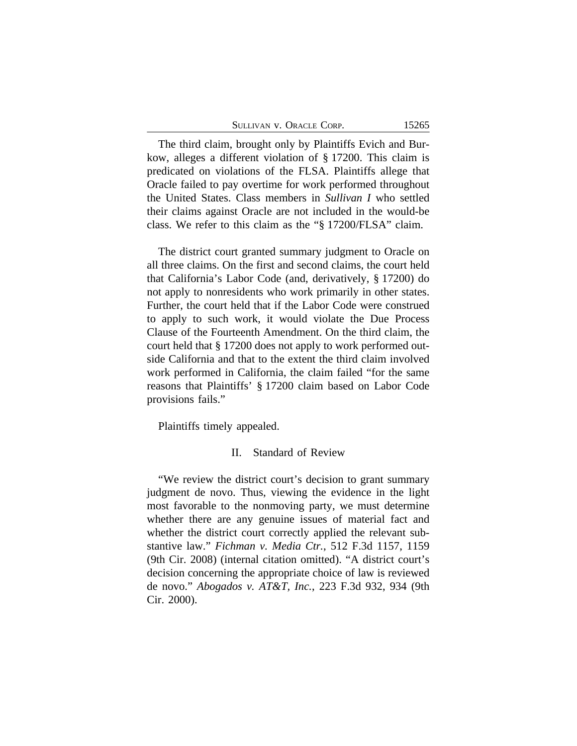The third claim, brought only by Plaintiffs Evich and Burkow, alleges a different violation of § 17200. This claim is predicated on violations of the FLSA. Plaintiffs allege that Oracle failed to pay overtime for work performed throughout the United States. Class members in *Sullivan I* who settled their claims against Oracle are not included in the would-be class. We refer to this claim as the "§ 17200/FLSA" claim.

The district court granted summary judgment to Oracle on all three claims. On the first and second claims, the court held that California's Labor Code (and, derivatively, § 17200) do not apply to nonresidents who work primarily in other states. Further, the court held that if the Labor Code were construed to apply to such work, it would violate the Due Process Clause of the Fourteenth Amendment. On the third claim, the court held that § 17200 does not apply to work performed outside California and that to the extent the third claim involved work performed in California, the claim failed "for the same reasons that Plaintiffs' § 17200 claim based on Labor Code provisions fails."

Plaintiffs timely appealed.

## II. Standard of Review

"We review the district court's decision to grant summary judgment de novo. Thus, viewing the evidence in the light most favorable to the nonmoving party, we must determine whether there are any genuine issues of material fact and whether the district court correctly applied the relevant substantive law." *Fichman v. Media Ctr.*, 512 F.3d 1157, 1159 (9th Cir. 2008) (internal citation omitted). "A district court's decision concerning the appropriate choice of law is reviewed de novo." *Abogados v. AT&T, Inc.*, 223 F.3d 932, 934 (9th Cir. 2000).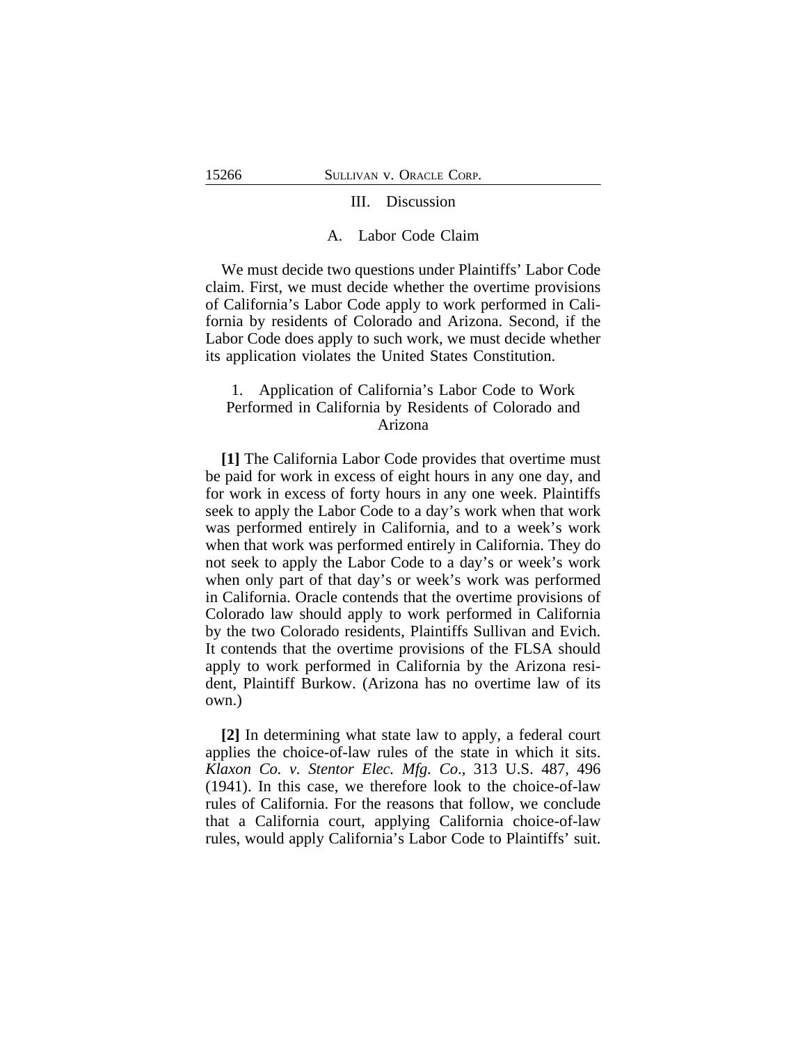## III. Discussion

### A. Labor Code Claim

We must decide two questions under Plaintiffs' Labor Code claim. First, we must decide whether the overtime provisions of California's Labor Code apply to work performed in California by residents of Colorado and Arizona. Second, if the Labor Code does apply to such work, we must decide whether its application violates the United States Constitution.

#### 1. Application of California's Labor Code to Work Performed in California by Residents of Colorado and Arizona

**[1]** The California Labor Code provides that overtime must be paid for work in excess of eight hours in any one day, and for work in excess of forty hours in any one week. Plaintiffs seek to apply the Labor Code to a day's work when that work was performed entirely in California, and to a week's work when that work was performed entirely in California. They do not seek to apply the Labor Code to a day's or week's work when only part of that day's or week's work was performed in California. Oracle contends that the overtime provisions of Colorado law should apply to work performed in California by the two Colorado residents, Plaintiffs Sullivan and Evich. It contends that the overtime provisions of the FLSA should apply to work performed in California by the Arizona resident, Plaintiff Burkow. (Arizona has no overtime law of its own.)

**[2]** In determining what state law to apply, a federal court applies the choice-of-law rules of the state in which it sits. *Klaxon Co. v. Stentor Elec. Mfg. Co.*, 313 U.S. 487, 496 (1941). In this case, we therefore look to the choice-of-law rules of California. For the reasons that follow, we conclude that a California court, applying California choice-of-law rules, would apply California's Labor Code to Plaintiffs' suit.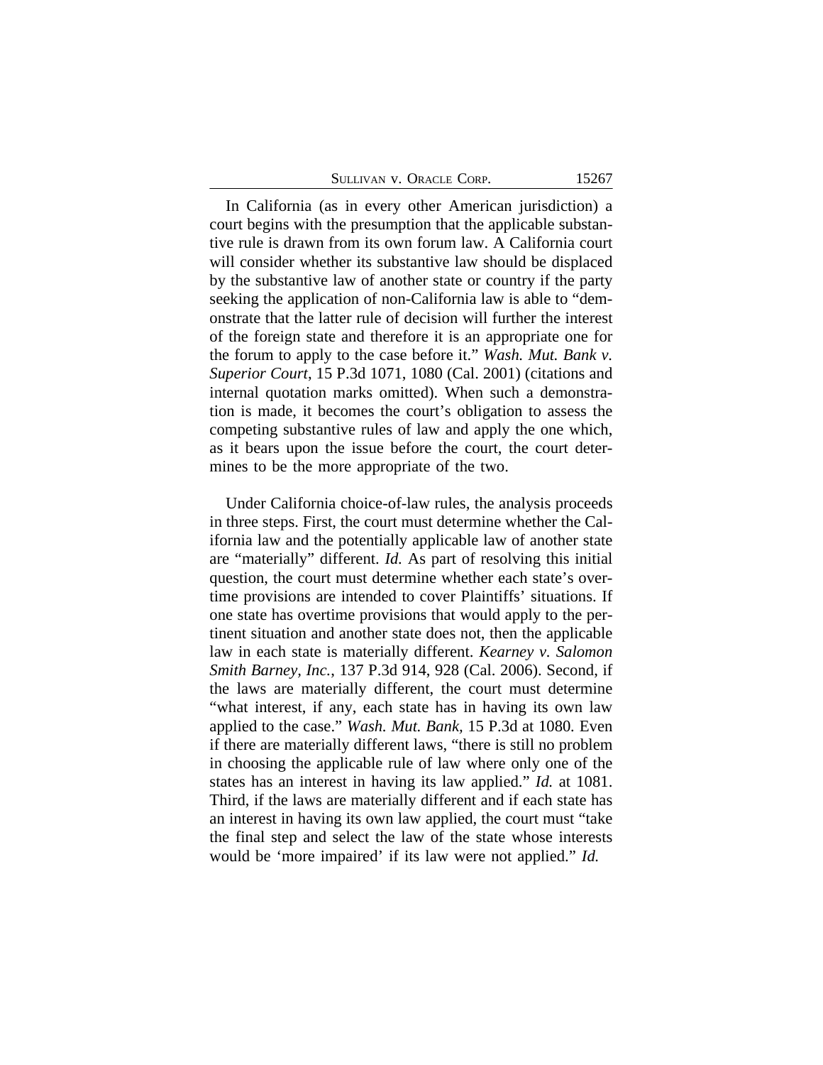In California (as in every other American jurisdiction) a court begins with the presumption that the applicable substantive rule is drawn from its own forum law. A California court will consider whether its substantive law should be displaced by the substantive law of another state or country if the party seeking the application of non-California law is able to "demonstrate that the latter rule of decision will further the interest of the foreign state and therefore it is an appropriate one for the forum to apply to the case before it." *Wash. Mut. Bank v. Superior Court*, 15 P.3d 1071, 1080 (Cal. 2001) (citations and internal quotation marks omitted). When such a demonstration is made, it becomes the court's obligation to assess the competing substantive rules of law and apply the one which, as it bears upon the issue before the court, the court determines to be the more appropriate of the two.

Under California choice-of-law rules, the analysis proceeds in three steps. First, the court must determine whether the California law and the potentially applicable law of another state are "materially" different. *Id.* As part of resolving this initial question, the court must determine whether each state's overtime provisions are intended to cover Plaintiffs' situations. If one state has overtime provisions that would apply to the pertinent situation and another state does not, then the applicable law in each state is materially different. *Kearney v. Salomon Smith Barney, Inc.*, 137 P.3d 914, 928 (Cal. 2006). Second, if the laws are materially different, the court must determine "what interest, if any, each state has in having its own law applied to the case." *Wash. Mut. Bank*, 15 P.3d at 1080. Even if there are materially different laws, "there is still no problem in choosing the applicable rule of law where only one of the states has an interest in having its law applied." *Id.* at 1081. Third, if the laws are materially different and if each state has an interest in having its own law applied, the court must "take the final step and select the law of the state whose interests would be 'more impaired' if its law were not applied." *Id.*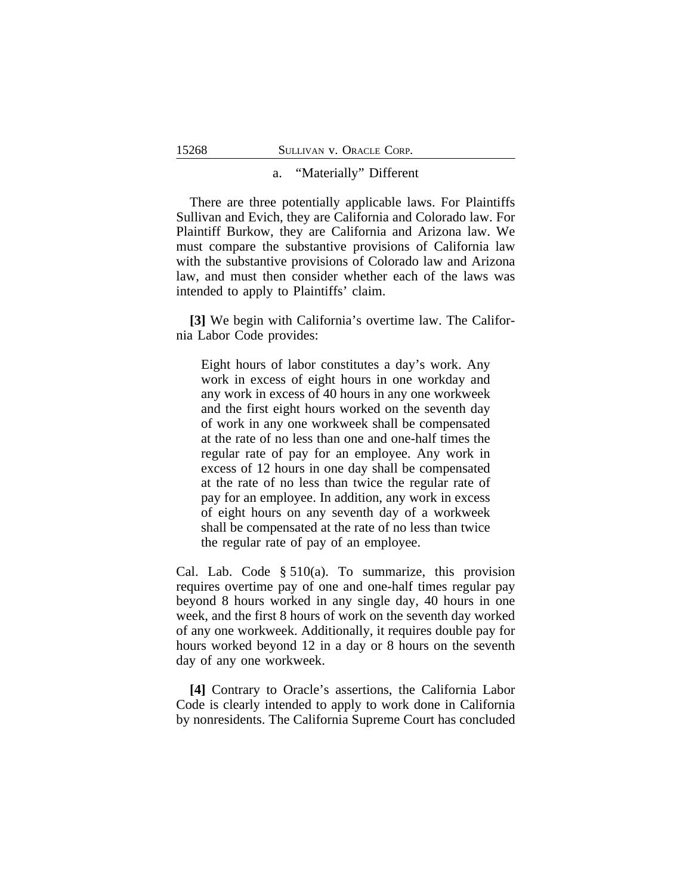### a. "Materially" Different

There are three potentially applicable laws. For Plaintiffs Sullivan and Evich, they are California and Colorado law. For Plaintiff Burkow, they are California and Arizona law. We must compare the substantive provisions of California law with the substantive provisions of Colorado law and Arizona law, and must then consider whether each of the laws was intended to apply to Plaintiffs' claim.

**[3]** We begin with California's overtime law. The California Labor Code provides:

> Eight hours of labor constitutes a day's work. Any work in excess of eight hours in one workday and any work in excess of 40 hours in any one workweek and the first eight hours worked on the seventh day of work in any one workweek shall be compensated at the rate of no less than one and one-half times the regular rate of pay for an employee. Any work in excess of 12 hours in one day shall be compensated at the rate of no less than twice the regular rate of pay for an employee. In addition, any work in excess of eight hours on any seventh day of a workweek shall be compensated at the rate of no less than twice the regular rate of pay of an employee.

Cal. Lab. Code § 510(a). To summarize, this provision requires overtime pay of one and one-half times regular pay beyond 8 hours worked in any single day, 40 hours in one week, and the first 8 hours of work on the seventh day worked of any one workweek. Additionally, it requires double pay for hours worked beyond 12 in a day or 8 hours on the seventh day of any one workweek.

**[4]** Contrary to Oracle's assertions, the California Labor Code is clearly intended to apply to work done in California by nonresidents. The California Supreme Court has concluded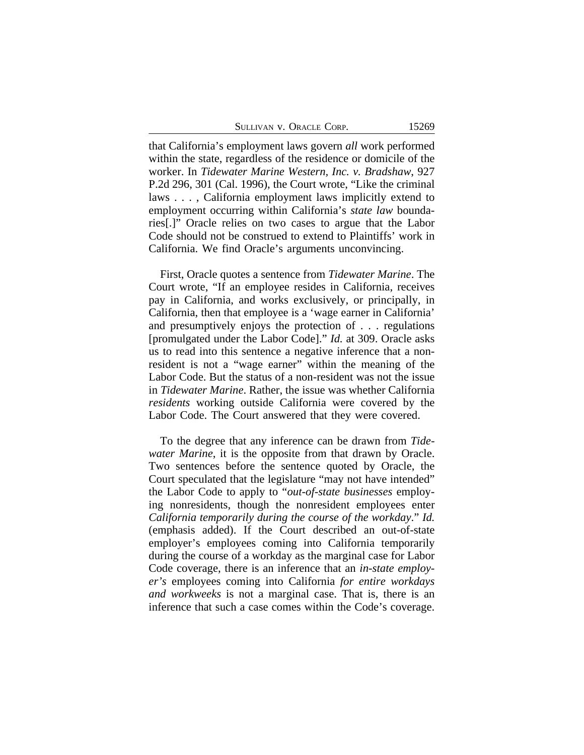that California's employment laws govern *all* work performed within the state, regardless of the residence or domicile of the worker. In *Tidewater Marine Western, Inc. v. Bradshaw*, 927 P.2d 296, 301 (Cal. 1996), the Court wrote, "Like the criminal laws . . . , California employment laws implicitly extend to employment occurring within California's *state law* boundaries[.]" Oracle relies on two cases to argue that the Labor Code should not be construed to extend to Plaintiffs' work in California. We find Oracle's arguments unconvincing.

First, Oracle quotes a sentence from *Tidewater Marine*. The Court wrote, "If an employee resides in California, receives pay in California, and works exclusively, or principally, in California, then that employee is a 'wage earner in California' and presumptively enjoys the protection of . . . regulations [promulgated under the Labor Code]." *Id.* at 309. Oracle asks us to read into this sentence a negative inference that a non-resident is not a "wage earner" within the meaning of the Labor Code. But the status of a non-resident was not the issue in *Tidewater Marine*. Rather, the issue was whether California *residents* working outside California were covered by the Labor Code. The Court answered that they were covered.

To the degree that any inference can be drawn from *Tidewater Marine*, it is the opposite from that drawn by Oracle. Two sentences before the sentence quoted by Oracle, the Court speculated that the legislature "may not have intended" the Labor Code to apply to "*out-of-state businesses* employing nonresidents, though the nonresident employees enter *California temporarily during the course of the workday*." *Id.* (emphasis added). If the Court described an out-of-state employer's employees coming into California temporarily during the course of a workday as the marginal case for Labor Code coverage, there is an inference that an *in-state employer's* employees coming into California *for entire workdays and workweeks* is not a marginal case. That is, there is an inference that such a case comes within the Code's coverage.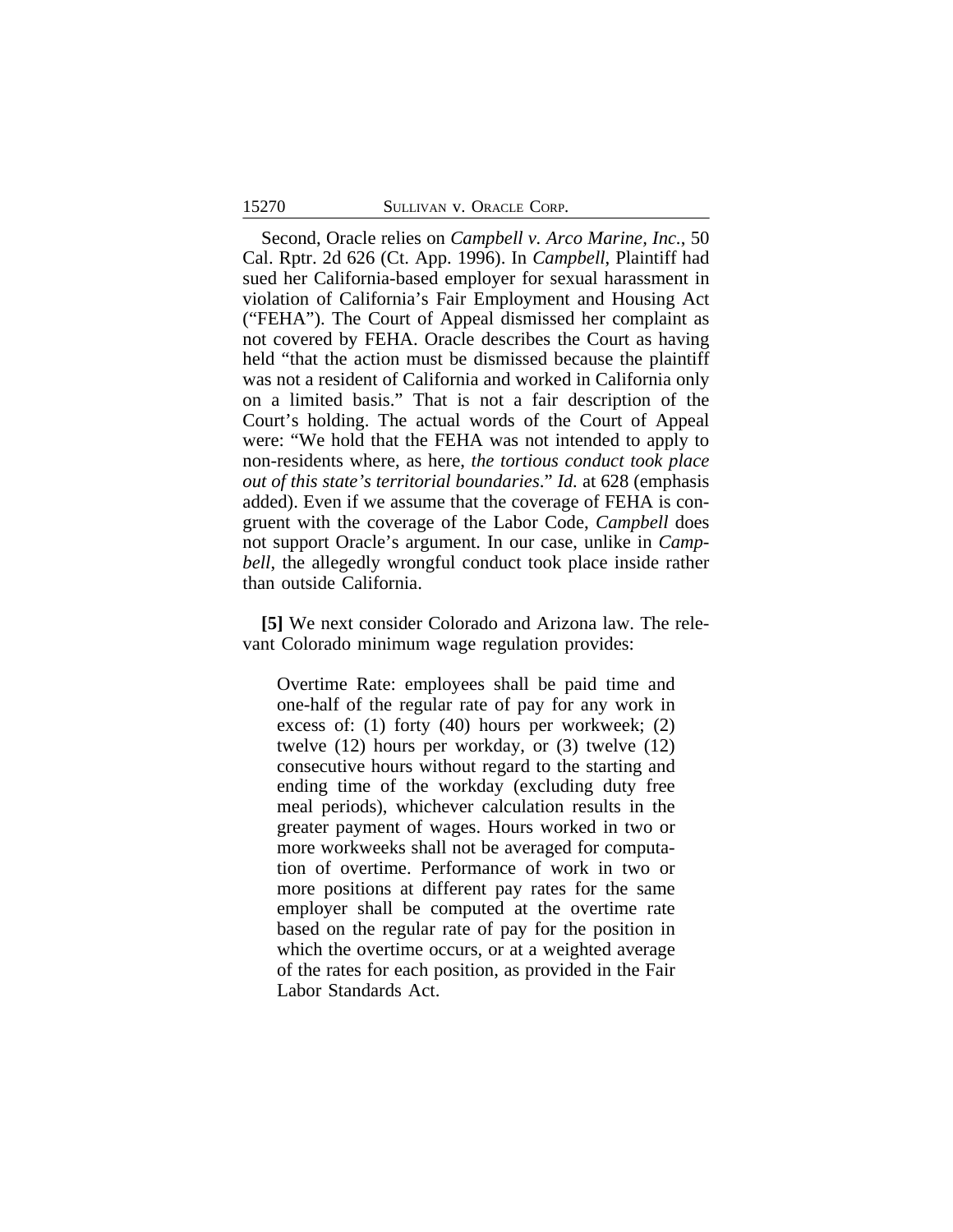Second, Oracle relies on *Campbell v. Arco Marine, Inc.*, 50 Cal. Rptr. 2d 626 (Ct. App. 1996). In *Campbell*, Plaintiff had sued her California-based employer for sexual harassment in violation of California's Fair Employment and Housing Act ("FEHA"). The Court of Appeal dismissed her complaint as not covered by FEHA. Oracle describes the Court as having held "that the action must be dismissed because the plaintiff was not a resident of California and worked in California only on a limited basis." That is not a fair description of the Court's holding. The actual words of the Court of Appeal were: "We hold that the FEHA was not intended to apply to non-residents where, as here, *the tortious conduct took place out of this state's territorial boundaries*." *Id.* at 628 (emphasis added). Even if we assume that the coverage of FEHA is congruent with the coverage of the Labor Code, *Campbell* does not support Oracle's argument. In our case, unlike in *Campbell*, the allegedly wrongful conduct took place inside rather than outside California.

**[5]** We next consider Colorado and Arizona law. The relevant Colorado minimum wage regulation provides:

> Overtime Rate: employees shall be paid time and one-half of the regular rate of pay for any work in excess of: (1) forty (40) hours per workweek; (2) twelve (12) hours per workday, or (3) twelve (12) consecutive hours without regard to the starting and ending time of the workday (excluding duty free meal periods), whichever calculation results in the greater payment of wages. Hours worked in two or more workweeks shall not be averaged for computation of overtime. Performance of work in two or more positions at different pay rates for the same employer shall be computed at the overtime rate based on the regular rate of pay for the position in which the overtime occurs, or at a weighted average of the rates for each position, as provided in the Fair Labor Standards Act.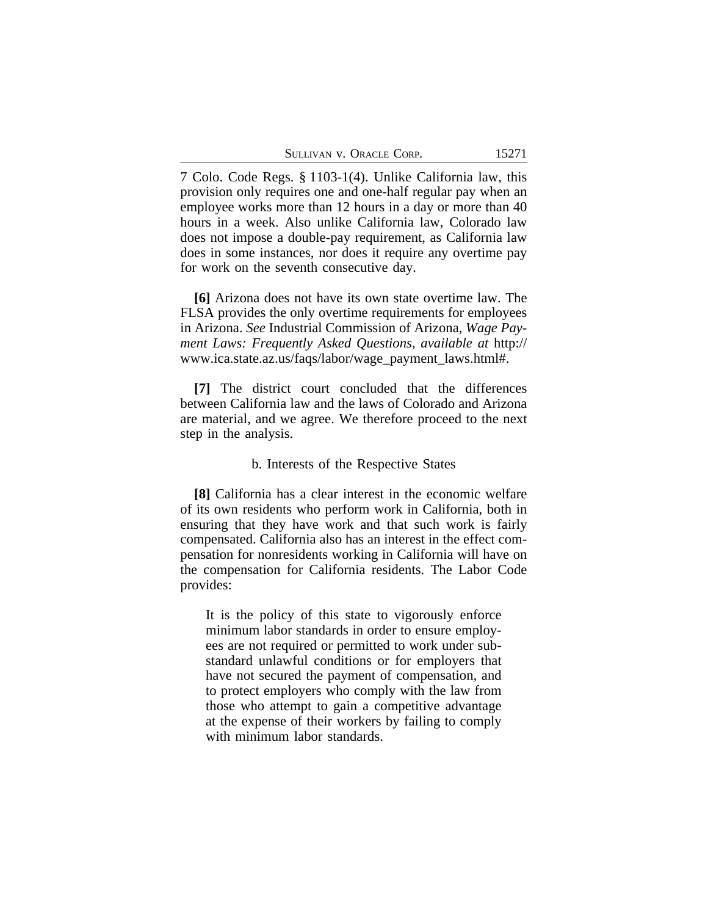7 Colo. Code Regs. § 1103-1(4). Unlike California law, this provision only requires one and one-half regular pay when an employee works more than 12 hours in a day or more than 40 hours in a week. Also unlike California law, Colorado law does not impose a double-pay requirement, as California law does in some instances, nor does it require any overtime pay for work on the seventh consecutive day.

**[6]** Arizona does not have its own state overtime law. The FLSA provides the only overtime requirements for employees in Arizona. *See* Industrial Commission of Arizona, *Wage Payment Laws: Frequently Asked Questions*, *available at* http://www.ica.state.az.us/faqs/labor/wage_payment_laws.html#.

**[7]** The district court concluded that the differences between California law and the laws of Colorado and Arizona are material, and we agree. We therefore proceed to the next step in the analysis.

b. Interests of the Respective States

**[8]** California has a clear interest in the economic welfare of its own residents who perform work in California, both in ensuring that they have work and that such work is fairly compensated. California also has an interest in the effect compensation for nonresidents working in California will have on the compensation for California residents. The Labor Code provides:

> It is the policy of this state to vigorously enforce minimum labor standards in order to ensure employees are not required or permitted to work under substandard unlawful conditions or for employers that have not secured the payment of compensation, and to protect employers who comply with the law from those who attempt to gain a competitive advantage at the expense of their workers by failing to comply with minimum labor standards.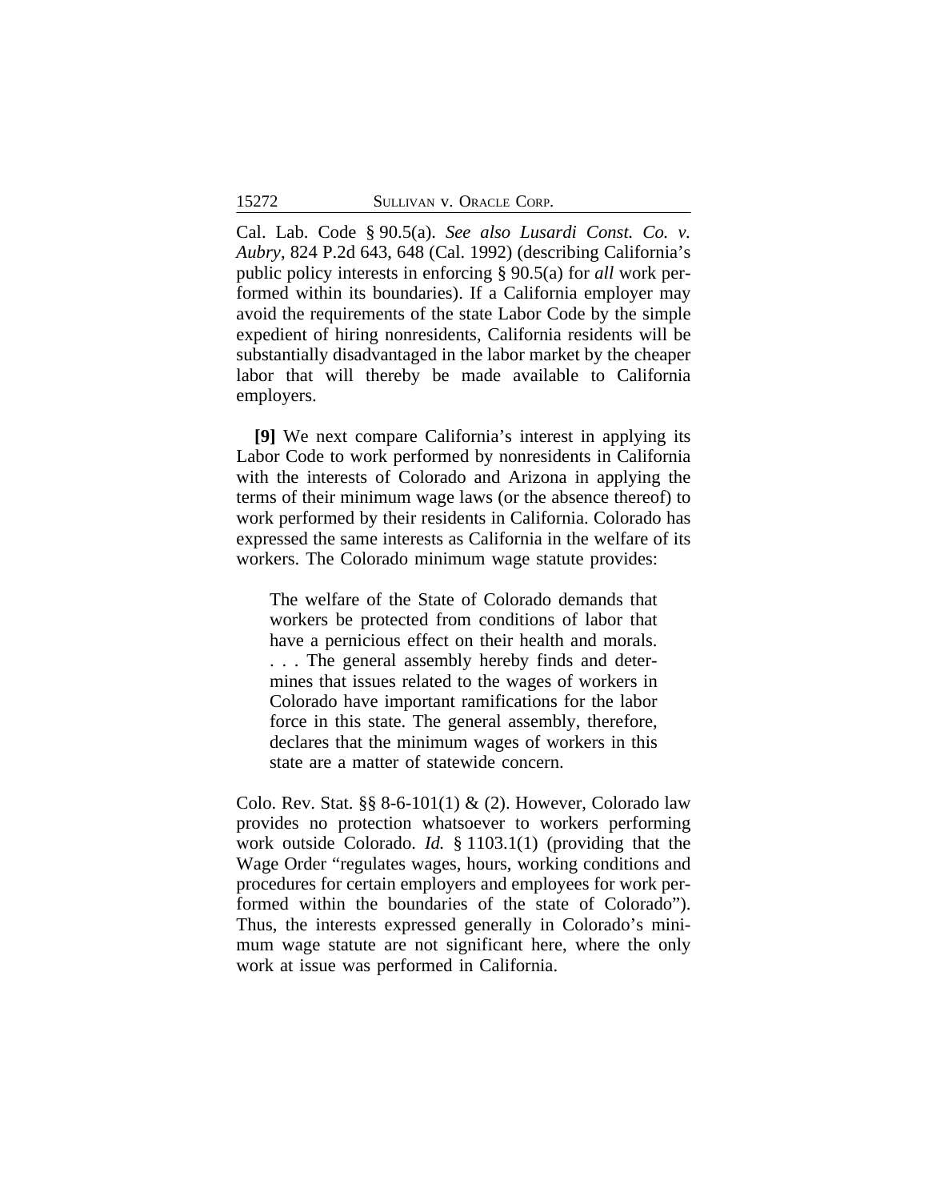Cal. Lab. Code § 90.5(a). *See also Lusardi Const. Co. v. Aubry*, 824 P.2d 643, 648 (Cal. 1992) (describing California's public policy interests in enforcing § 90.5(a) for *all* work performed within its boundaries). If a California employer may avoid the requirements of the state Labor Code by the simple expedient of hiring nonresidents, California residents will be substantially disadvantaged in the labor market by the cheaper labor that will thereby be made available to California employers.

**[9]** We next compare California's interest in applying its Labor Code to work performed by nonresidents in California with the interests of Colorado and Arizona in applying the terms of their minimum wage laws (or the absence thereof) to work performed by their residents in California. Colorado has expressed the same interests as California in the welfare of its workers. The Colorado minimum wage statute provides:

> The welfare of the State of Colorado demands that workers be protected from conditions of labor that have a pernicious effect on their health and morals. . . . The general assembly hereby finds and determines that issues related to the wages of workers in Colorado have important ramifications for the labor force in this state. The general assembly, therefore, declares that the minimum wages of workers in this state are a matter of statewide concern.

Colo. Rev. Stat. §§ 8-6-101(1) & (2). However, Colorado law provides no protection whatsoever to workers performing work outside Colorado. *Id.* § 1103.1(1) (providing that the Wage Order "regulates wages, hours, working conditions and procedures for certain employers and employees for work performed within the boundaries of the state of Colorado"). Thus, the interests expressed generally in Colorado's minimum wage statute are not significant here, where the only work at issue was performed in California.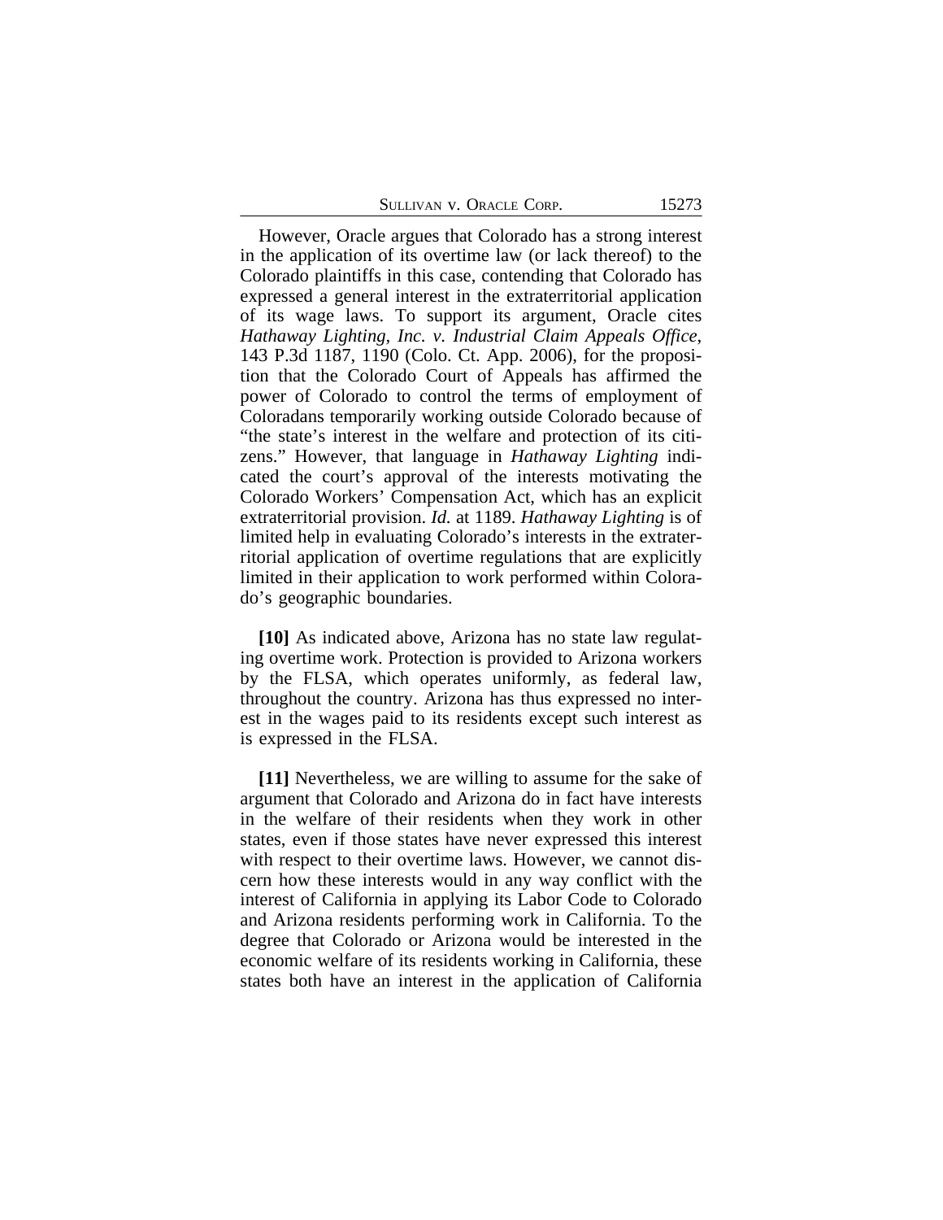However, Oracle argues that Colorado has a strong interest in the application of its overtime law (or lack thereof) to the Colorado plaintiffs in this case, contending that Colorado has expressed a general interest in the extraterritorial application of its wage laws. To support its argument, Oracle cites *Hathaway Lighting, Inc. v. Industrial Claim Appeals Office*, 143 P.3d 1187, 1190 (Colo. Ct. App. 2006), for the proposition that the Colorado Court of Appeals has affirmed the power of Colorado to control the terms of employment of Coloradans temporarily working outside Colorado because of "the state's interest in the welfare and protection of its citizens." However, that language in *Hathaway Lighting* indicated the court's approval of the interests motivating the Colorado Workers' Compensation Act, which has an explicit extraterritorial provision. *Id.* at 1189. *Hathaway Lighting* is of limited help in evaluating Colorado's interests in the extraterritorial application of overtime regulations that are explicitly limited in their application to work performed within Colorado's geographic boundaries.

**[10]** As indicated above, Arizona has no state law regulating overtime work. Protection is provided to Arizona workers by the FLSA, which operates uniformly, as federal law, throughout the country. Arizona has thus expressed no interest in the wages paid to its residents except such interest as is expressed in the FLSA.

**[11]** Nevertheless, we are willing to assume for the sake of argument that Colorado and Arizona do in fact have interests in the welfare of their residents when they work in other states, even if those states have never expressed this interest with respect to their overtime laws. However, we cannot discern how these interests would in any way conflict with the interest of California in applying its Labor Code to Colorado and Arizona residents performing work in California. To the degree that Colorado or Arizona would be interested in the economic welfare of its residents working in California, these states both have an interest in the application of California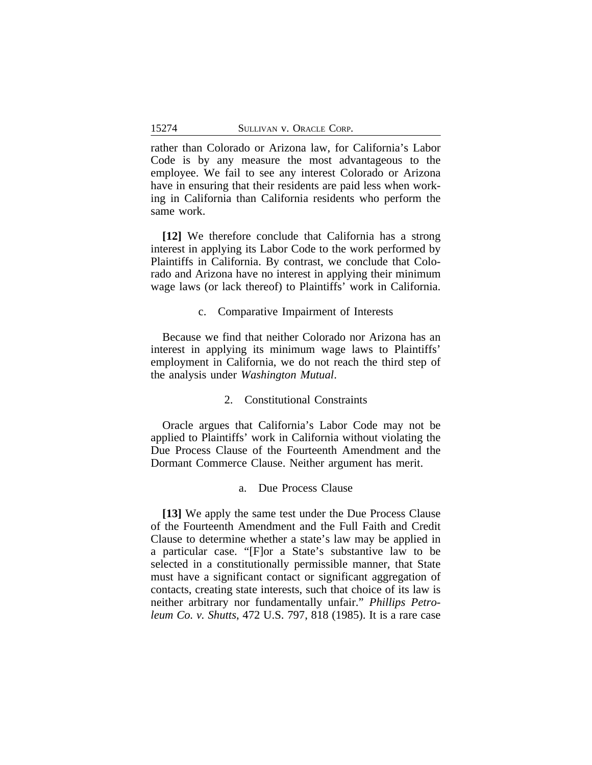rather than Colorado or Arizona law, for California's Labor Code is by any measure the most advantageous to the employee. We fail to see any interest Colorado or Arizona have in ensuring that their residents are paid less when working in California than California residents who perform the same work.

**[12]** We therefore conclude that California has a strong interest in applying its Labor Code to the work performed by Plaintiffs in California. By contrast, we conclude that Colorado and Arizona have no interest in applying their minimum wage laws (or lack thereof) to Plaintiffs' work in California.

c. Comparative Impairment of Interests

Because we find that neither Colorado nor Arizona has an interest in applying its minimum wage laws to Plaintiffs' employment in California, we do not reach the third step of the analysis under *Washington Mutual*.

2. Constitutional Constraints

Oracle argues that California's Labor Code may not be applied to Plaintiffs' work in California without violating the Due Process Clause of the Fourteenth Amendment and the Dormant Commerce Clause. Neither argument has merit.

a. Due Process Clause

**[13]** We apply the same test under the Due Process Clause of the Fourteenth Amendment and the Full Faith and Credit Clause to determine whether a state's law may be applied in a particular case. "[F]or a State's substantive law to be selected in a constitutionally permissible manner, that State must have a significant contact or significant aggregation of contacts, creating state interests, such that choice of its law is neither arbitrary nor fundamentally unfair." *Phillips Petroleum Co. v. Shutts*, 472 U.S. 797, 818 (1985). It is a rare case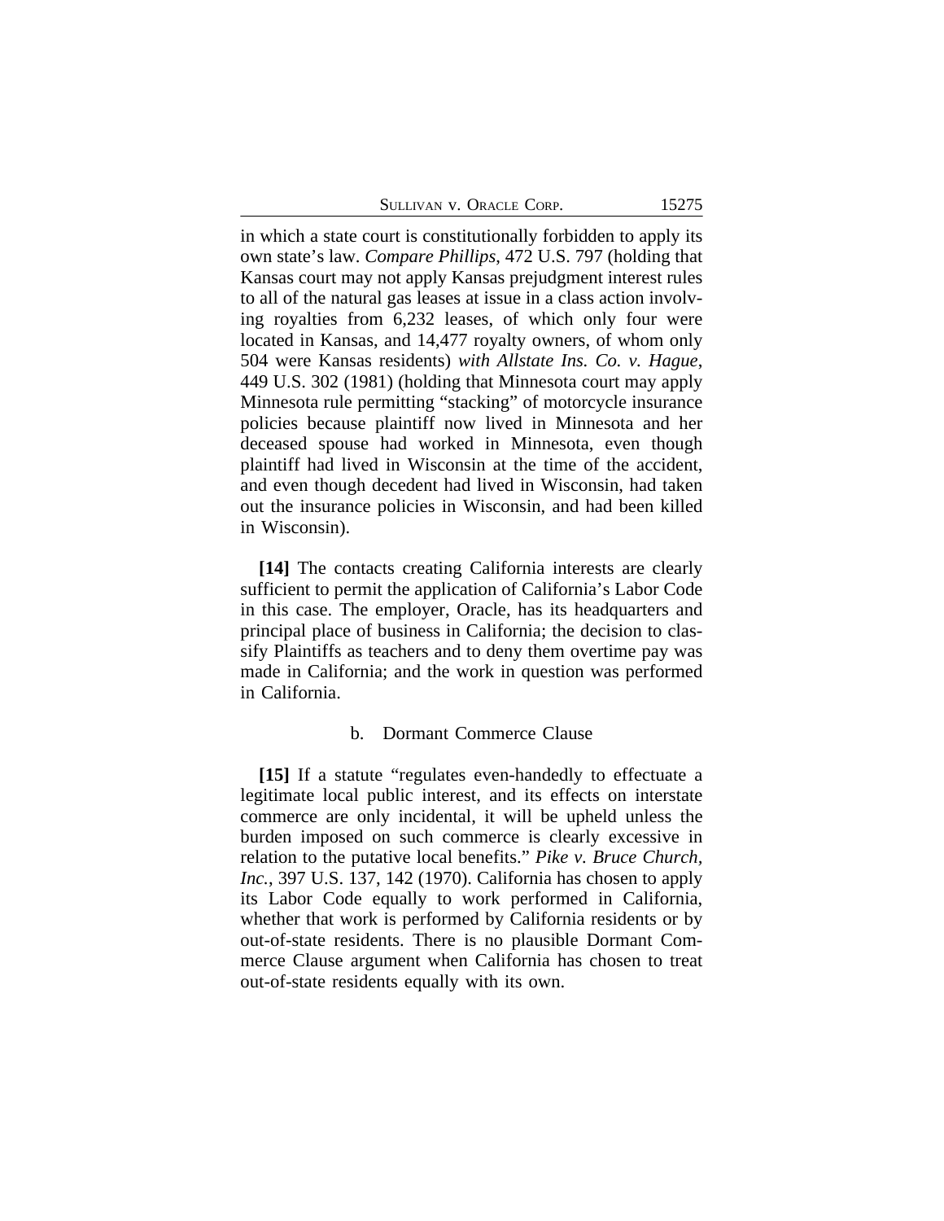in which a state court is constitutionally forbidden to apply its own state's law. *Compare Phillips*, 472 U.S. 797 (holding that Kansas court may not apply Kansas prejudgment interest rules to all of the natural gas leases at issue in a class action involving royalties from 6,232 leases, of which only four were located in Kansas, and 14,477 royalty owners, of whom only 504 were Kansas residents) *with Allstate Ins. Co. v. Hague*, 449 U.S. 302 (1981) (holding that Minnesota court may apply Minnesota rule permitting "stacking" of motorcycle insurance policies because plaintiff now lived in Minnesota and her deceased spouse had worked in Minnesota, even though plaintiff had lived in Wisconsin at the time of the accident, and even though decedent had lived in Wisconsin, had taken out the insurance policies in Wisconsin, and had been killed in Wisconsin).

**[14]** The contacts creating California interests are clearly sufficient to permit the application of California's Labor Code in this case. The employer, Oracle, has its headquarters and principal place of business in California; the decision to classify Plaintiffs as teachers and to deny them overtime pay was made in California; and the work in question was performed in California.

b. Dormant Commerce Clause

**[15]** If a statute "regulates even-handedly to effectuate a legitimate local public interest, and its effects on interstate commerce are only incidental, it will be upheld unless the burden imposed on such commerce is clearly excessive in relation to the putative local benefits." *Pike v. Bruce Church, Inc.*, 397 U.S. 137, 142 (1970). California has chosen to apply its Labor Code equally to work performed in California, whether that work is performed by California residents or by out-of-state residents. There is no plausible Dormant Commerce Clause argument when California has chosen to treat out-of-state residents equally with its own.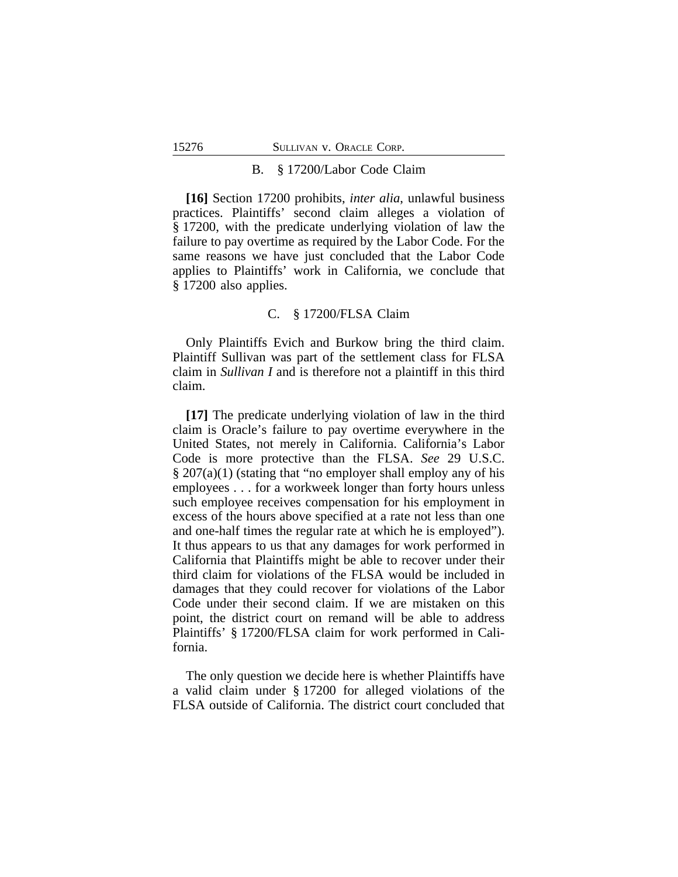### B. § 17200/Labor Code Claim

**[16]** Section 17200 prohibits, *inter alia*, unlawful business practices. Plaintiffs' second claim alleges a violation of § 17200, with the predicate underlying violation of law the failure to pay overtime as required by the Labor Code. For the same reasons we have just concluded that the Labor Code applies to Plaintiffs' work in California, we conclude that § 17200 also applies.

### C. § 17200/FLSA Claim

Only Plaintiffs Evich and Burkow bring the third claim. Plaintiff Sullivan was part of the settlement class for FLSA claim in *Sullivan I* and is therefore not a plaintiff in this third claim.

**[17]** The predicate underlying violation of law in the third claim is Oracle's failure to pay overtime everywhere in the United States, not merely in California. California's Labor Code is more protective than the FLSA. *See* 29 U.S.C. § 207(a)(1) (stating that "no employer shall employ any of his employees . . . for a workweek longer than forty hours unless such employee receives compensation for his employment in excess of the hours above specified at a rate not less than one and one-half times the regular rate at which he is employed"). It thus appears to us that any damages for work performed in California that Plaintiffs might be able to recover under their third claim for violations of the FLSA would be included in damages that they could recover for violations of the Labor Code under their second claim. If we are mistaken on this point, the district court on remand will be able to address Plaintiffs' § 17200/FLSA claim for work performed in California.

The only question we decide here is whether Plaintiffs have a valid claim under § 17200 for alleged violations of the FLSA outside of California. The district court concluded that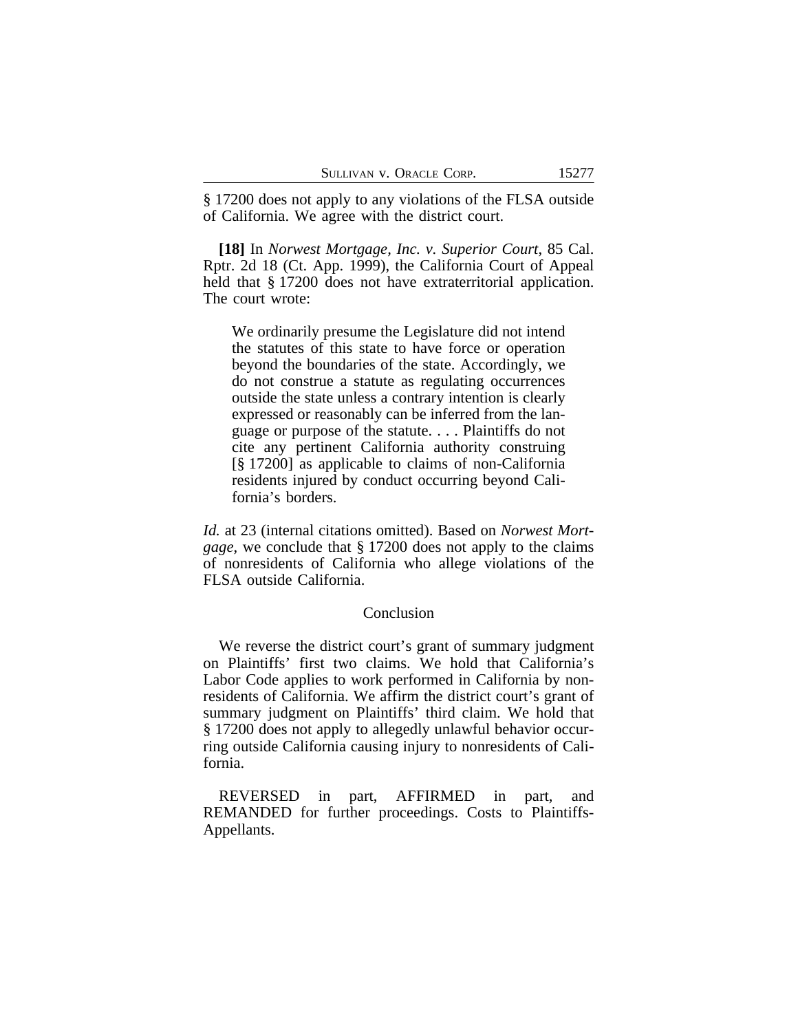§ 17200 does not apply to any violations of the FLSA outside of California. We agree with the district court.

**[18]** In *Norwest Mortgage, Inc. v. Superior Court*, 85 Cal. Rptr. 2d 18 (Ct. App. 1999), the California Court of Appeal held that § 17200 does not have extraterritorial application. The court wrote:

> We ordinarily presume the Legislature did not intend the statutes of this state to have force or operation beyond the boundaries of the state. Accordingly, we do not construe a statute as regulating occurrences outside the state unless a contrary intention is clearly expressed or reasonably can be inferred from the language or purpose of the statute. . . . Plaintiffs do not cite any pertinent California authority construing [§ 17200] as applicable to claims of non-California residents injured by conduct occurring beyond California's borders.

*Id.* at 23 (internal citations omitted). Based on *Norwest Mortgage*, we conclude that § 17200 does not apply to the claims of nonresidents of California who allege violations of the FLSA outside California.

## Conclusion

We reverse the district court's grant of summary judgment on Plaintiffs' first two claims. We hold that California's Labor Code applies to work performed in California by nonresidents of California. We affirm the district court's grant of summary judgment on Plaintiffs' third claim. We hold that § 17200 does not apply to allegedly unlawful behavior occurring outside California causing injury to nonresidents of California.

REVERSED in part, AFFIRMED in part, and REMANDED for further proceedings. Costs to Plaintiffs-Appellants.